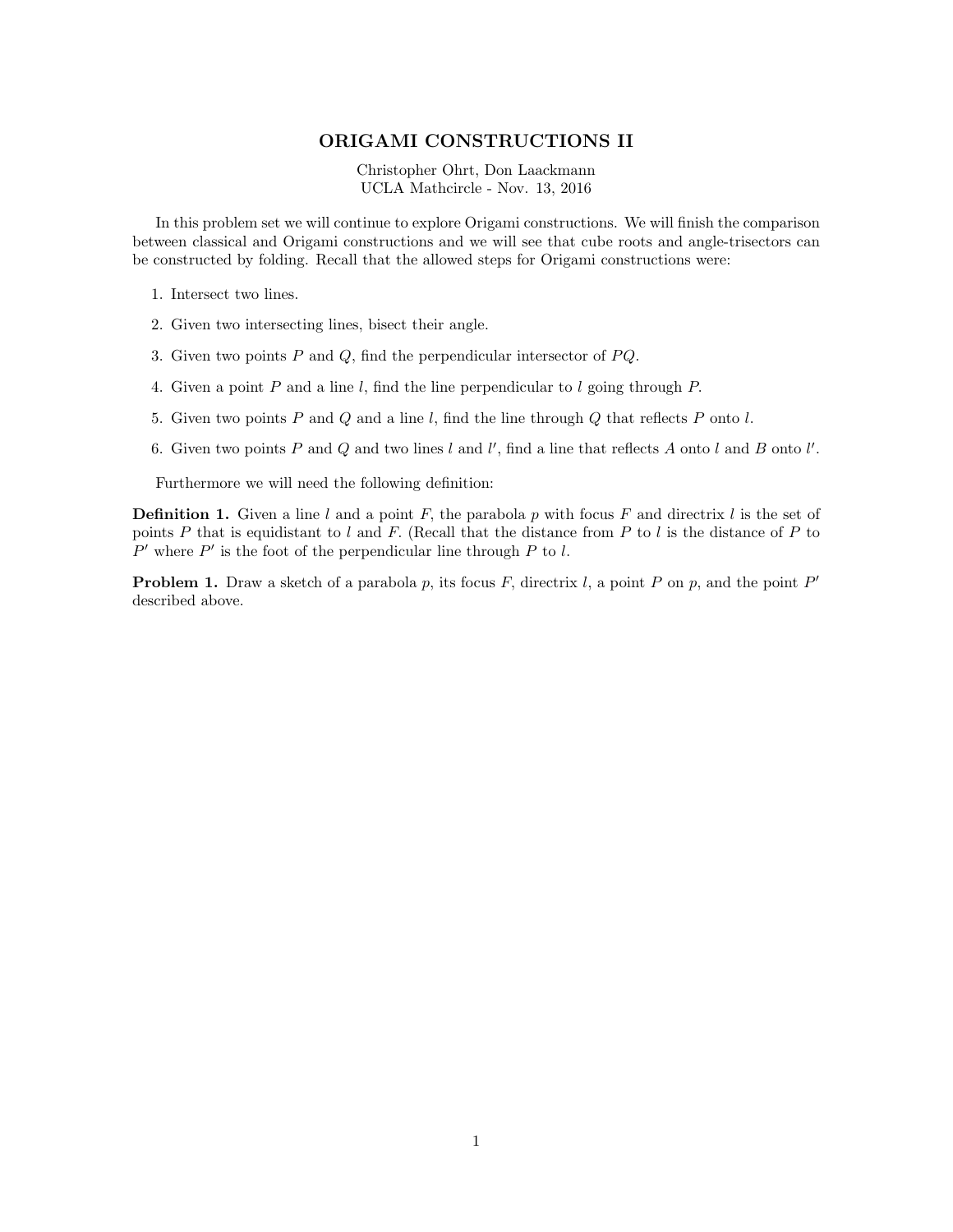# ORIGAMI CONSTRUCTIONS II

Christopher Ohrt, Don Laackmann
UCLA Mathcircle - Nov. 13, 2016

In this problem set we will continue to explore Origami constructions. We will finish the comparison between classical and Origami constructions and we will see that cube roots and angle-trisectors can be constructed by folding. Recall that the allowed steps for Origami constructions were:

1. Intersect two lines.
2. Given two intersecting lines, bisect their angle.
3. Given two points $P$ and $Q$, find the perpendicular intersector of $PQ$.
4. Given a point $P$ and a line $l$, find the line perpendicular to $l$ going through $P$.
5. Given two points $P$ and $Q$ and a line $l$, find the line through $Q$ that reflects $P$ onto $l$.
6. Given two points $P$ and $Q$ and two lines $l$ and $l'$, find a line that reflects $A$ onto $l$ and $B$ onto $l'$.

Furthermore we will need the following definition:

**Definition 1.** Given a line $l$ and a point $F$, the parabola $p$ with focus $F$ and directrix $l$ is the set of points $P$ that is equidistant to $l$ and $F$. (Recall that the distance from $P$ to $l$ is the distance of $P$ to $P'$ where $P'$ is the foot of the perpendicular line through $P$ to $l$.

**Problem 1.** Draw a sketch of a parabola $p$, its focus $F$, directrix $l$, a point $P$ on $p$, and the point $P'$ described above.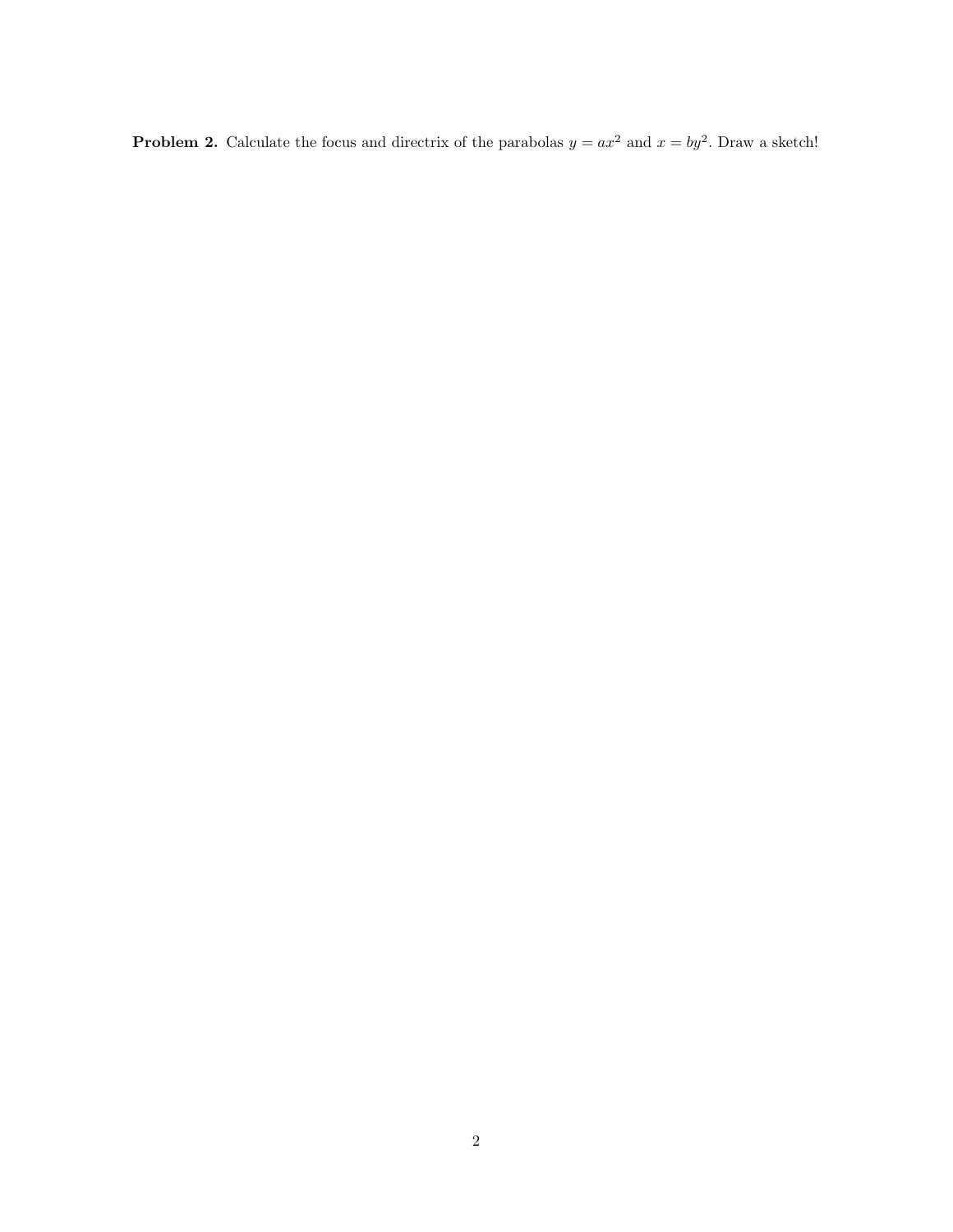**Problem 2.** Calculate the focus and directrix of the parabolas $y = ax^2$ and $x = by^2$. Draw a sketch!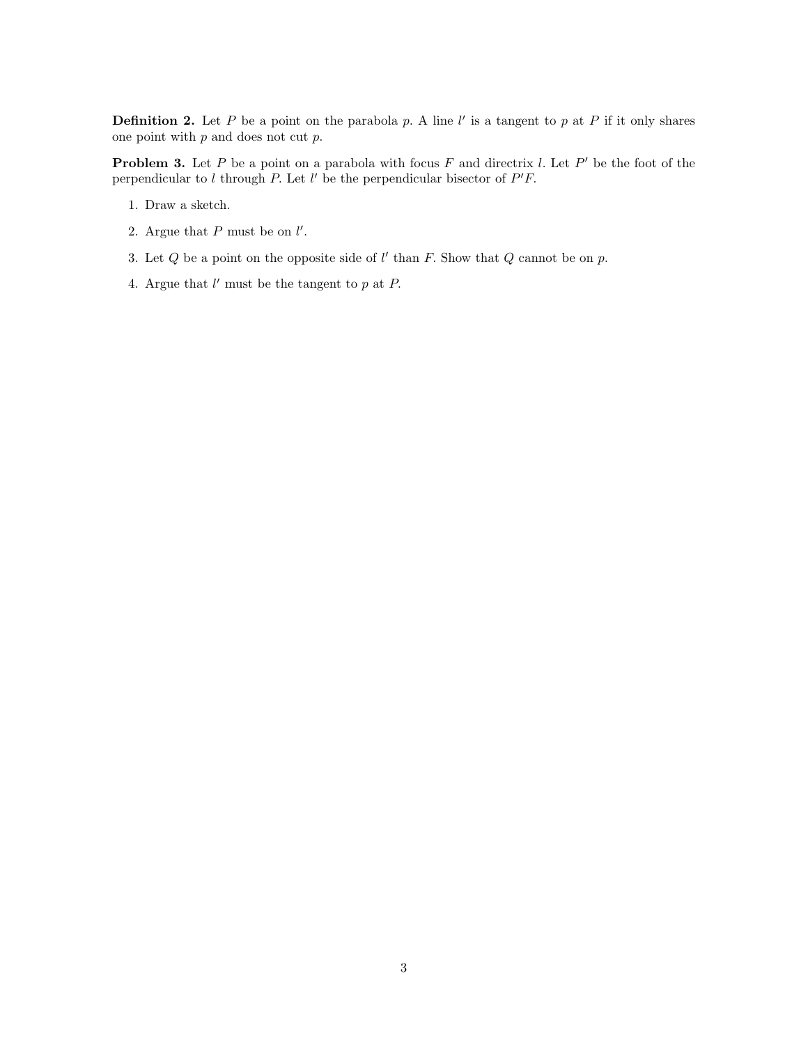**Definition 2.** Let $P$ be a point on the parabola $p$. A line $l'$ is a tangent to $p$ at $P$ if it only shares one point with $p$ and does not cut $p$.

**Problem 3.** Let $P$ be a point on a parabola with focus $F$ and directrix $l$. Let $P'$ be the foot of the perpendicular to $l$ through $P$. Let $l'$ be the perpendicular bisector of $P'F$.

1. Draw a sketch.
2. Argue that $P$ must be on $l'$.
3. Let $Q$ be a point on the opposite side of $l'$ than $F$. Show that $Q$ cannot be on $p$.
4. Argue that $l'$ must be the tangent to $p$ at $P$.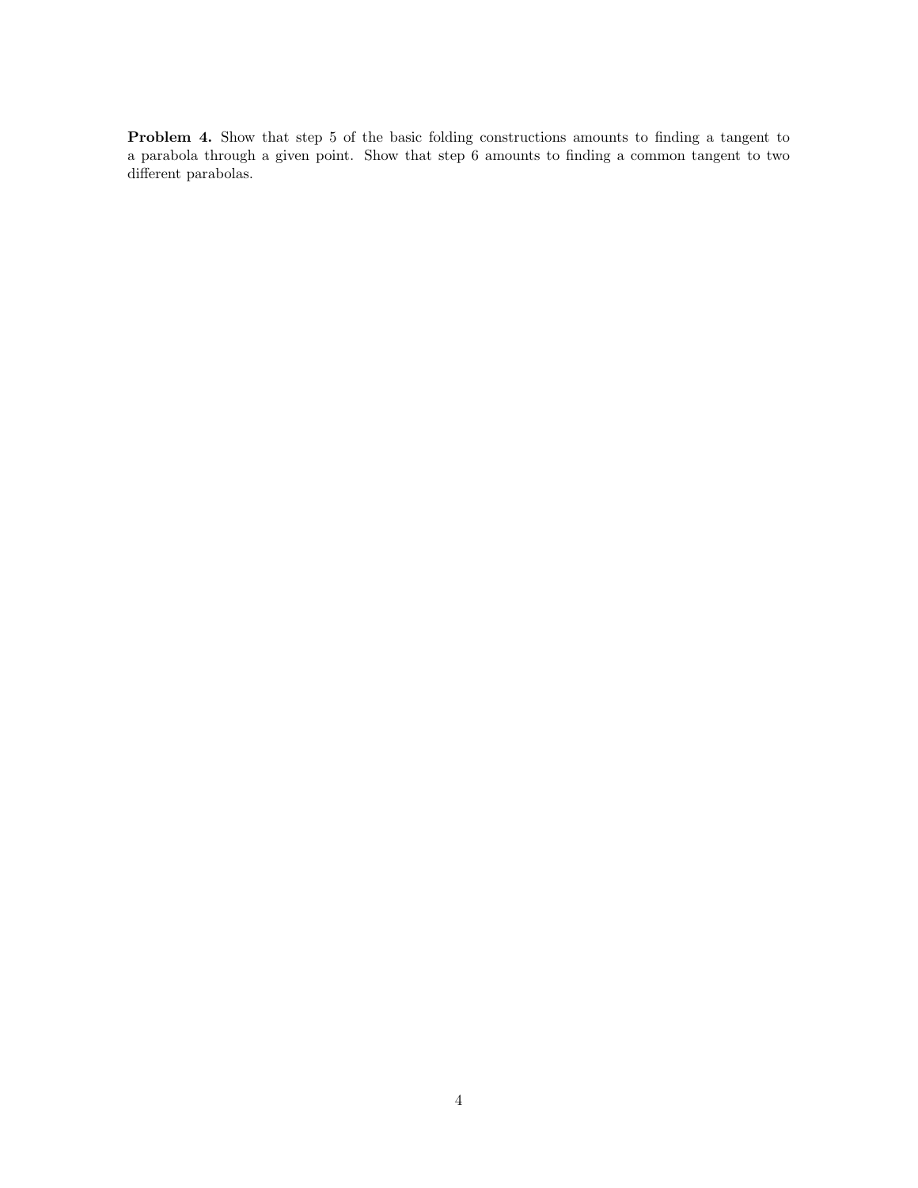**Problem 4.** Show that step 5 of the basic folding constructions amounts to finding a tangent to a parabola through a given point. Show that step 6 amounts to finding a common tangent to two different parabolas.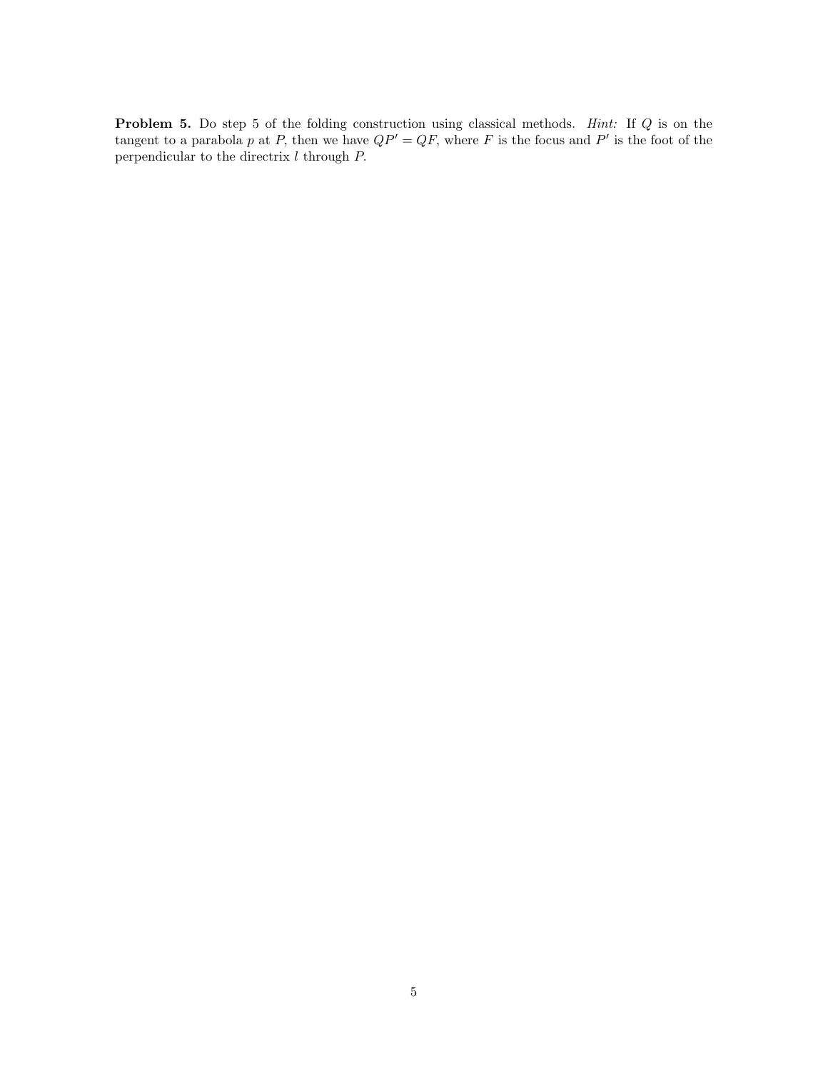**Problem 5.** Do step 5 of the folding construction using classical methods. *Hint:* If $Q$ is on the tangent to a parabola $p$ at $P$, then we have $QP' = QF$, where $F$ is the focus and $P'$ is the foot of the perpendicular to the directrix $l$ through $P$.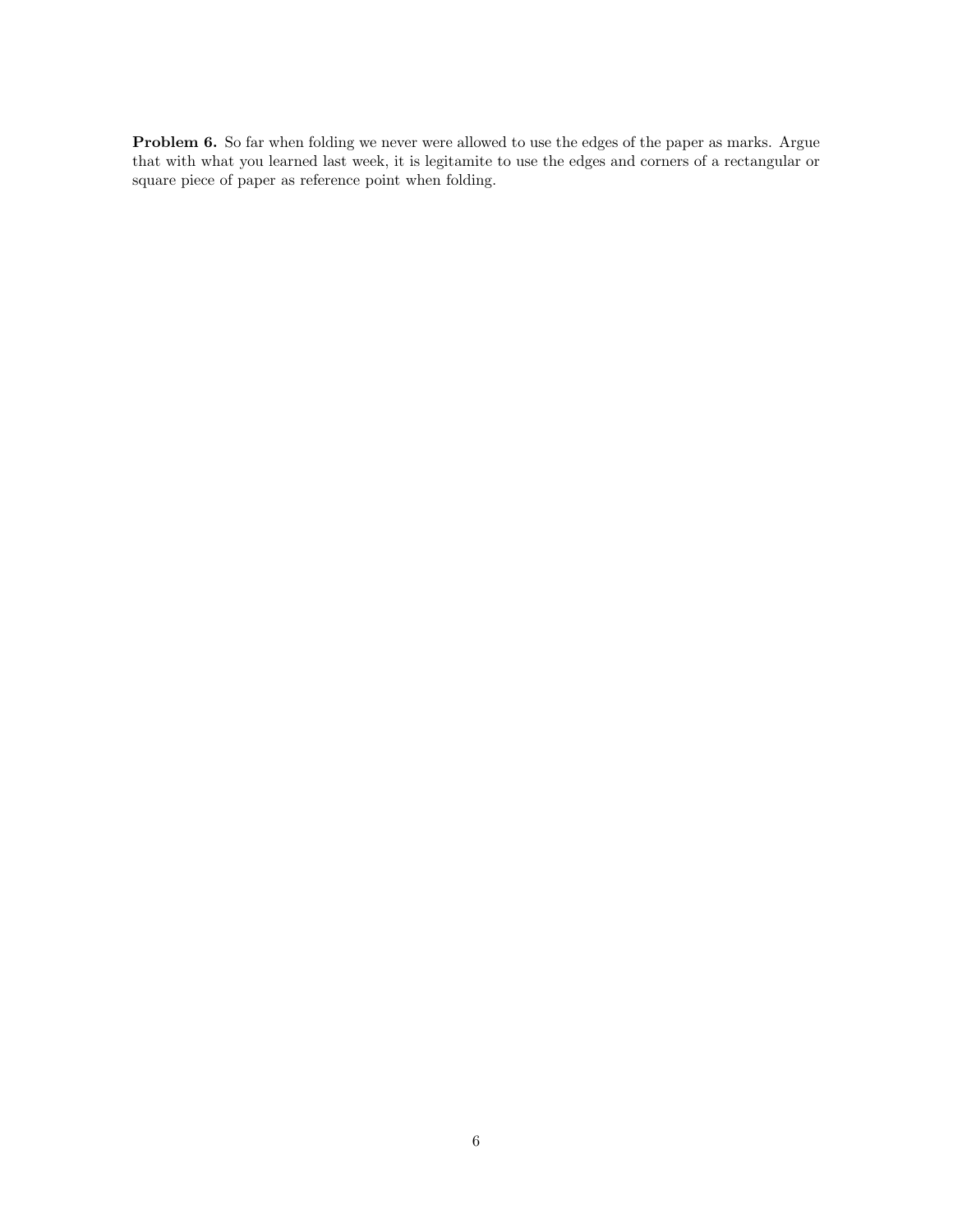**Problem 6.** So far when folding we never were allowed to use the edges of the paper as marks. Argue that with what you learned last week, it is legitamite to use the edges and corners of a rectangular or square piece of paper as reference point when folding.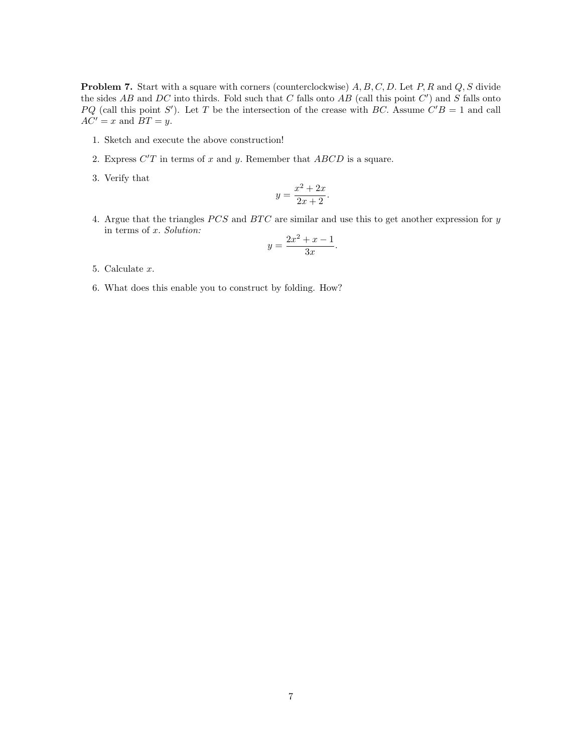**Problem 7.** Start with a square with corners (counterclockwise) $A, B, C, D$. Let $P, R$ and $Q, S$ divide the sides $AB$ and $DC$ into thirds. Fold such that $C$ falls onto $AB$ (call this point $C'$) and $S$ falls onto $PQ$ (call this point $S'$). Let $T$ be the intersection of the crease with $BC$. Assume $C'B = 1$ and call $AC' = x$ and $BT = y$.

1. Sketch and execute the above construction!

2. Express $C'T$ in terms of $x$ and $y$. Remember that $ABCD$ is a square.

3. Verify that
$$y = \frac{x^2 + 2x}{2x + 2}.$$

4. Argue that the triangles $PCS$ and $BTC$ are similar and use this to get another expression for $y$ in terms of $x$. *Solution:*
$$y = \frac{2x^2 + x - 1}{3x}.$$

5. Calculate $x$.

6. What does this enable you to construct by folding. How?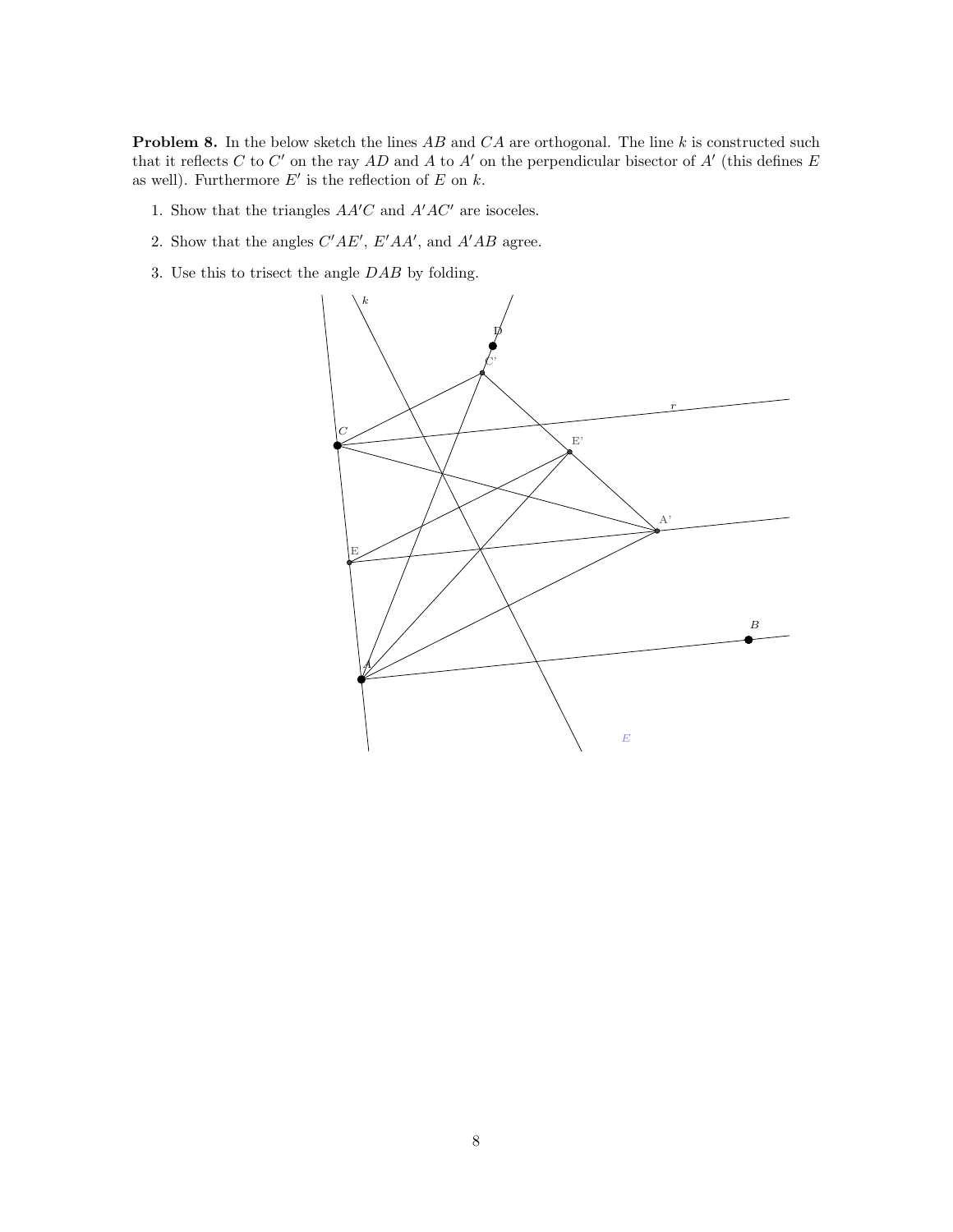**Problem 8.** In the below sketch the lines $AB$ and $CA$ are orthogonal. The line $k$ is constructed such that it reflects $C$ to $C'$ on the ray $AD$ and $A$ to $A'$ on the perpendicular bisector of $A'$ (this defines $E$ as well). Furthermore $E'$ is the reflection of $E$ on $k$.

1. Show that the triangles $AA'C$ and $A'AC'$ are isoceles.
2. Show that the angles $C'AE'$, $E'AA'$, and $A'AB$ agree.
3. Use this to trisect the angle $DAB$ by folding.

k

D

C'

r

C

E'

A'

E

B

A

E